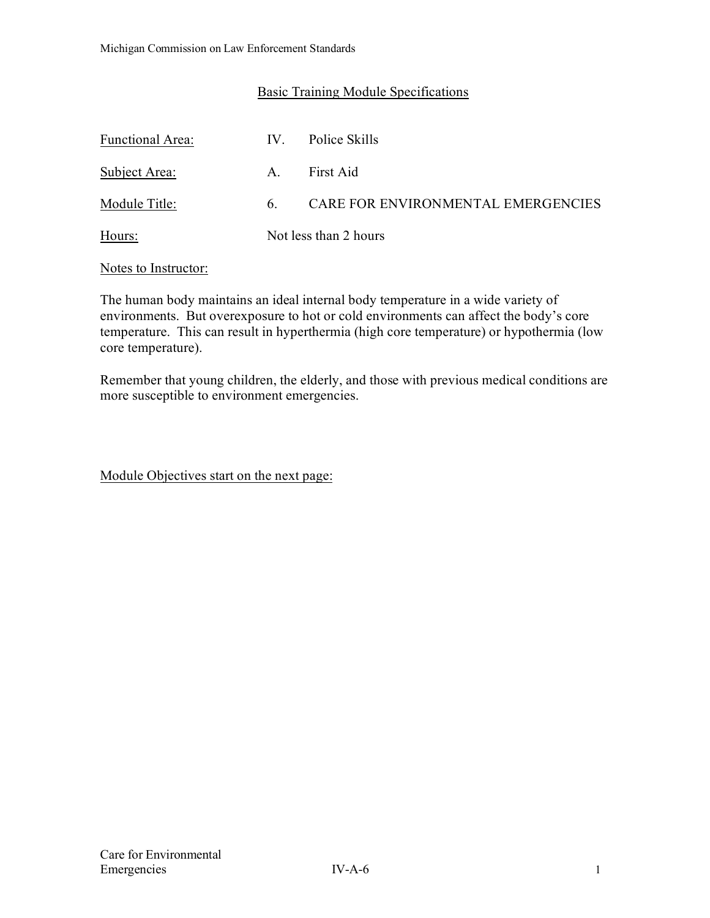Michigan Commission on Law Enforcement Standards

## Basic Training Module Specifications

| | |
|---|---|
| Functional Area: | IV. Police Skills |
| Subject Area: | A. First Aid |
| Module Title: | 6. CARE FOR ENVIRONMENTAL EMERGENCIES |
| Hours: | Not less than 2 hours |

Notes to Instructor:

The human body maintains an ideal internal body temperature in a wide variety of environments. But overexposure to hot or cold environments can affect the body's core temperature. This can result in hyperthermia (high core temperature) or hypothermia (low core temperature).

Remember that young children, the elderly, and those with previous medical conditions are more susceptible to environment emergencies.

Module Objectives start on the next page: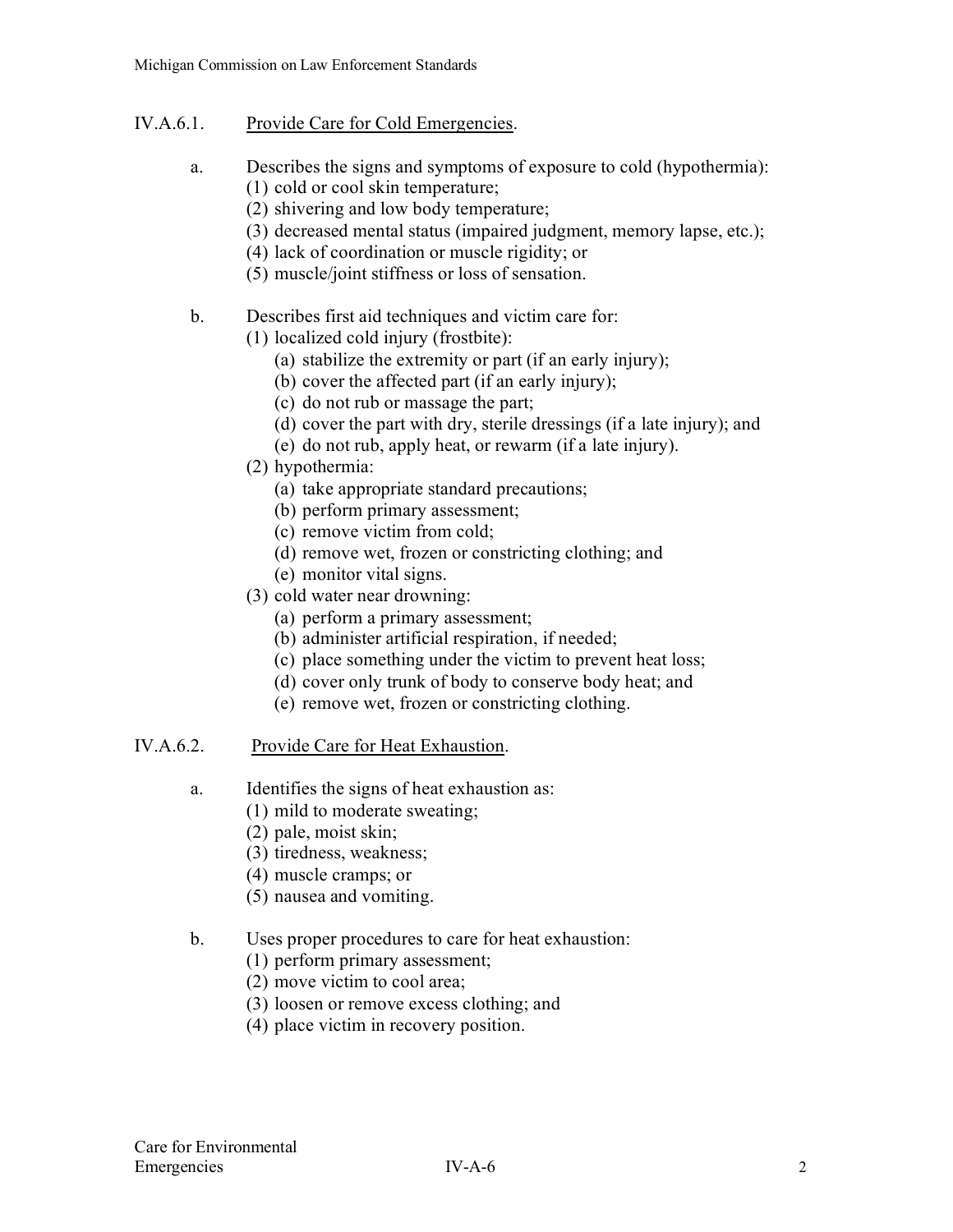## IV.A.6.1. Provide Care for Cold Emergencies.

a. Describes the signs and symptoms of exposure to cold (hypothermia):
   (1) cold or cool skin temperature;
   (2) shivering and low body temperature;
   (3) decreased mental status (impaired judgment, memory lapse, etc.);
   (4) lack of coordination or muscle rigidity; or
   (5) muscle/joint stiffness or loss of sensation.

b. Describes first aid techniques and victim care for:
   (1) localized cold injury (frostbite):
      (a) stabilize the extremity or part (if an early injury);
      (b) cover the affected part (if an early injury);
      (c) do not rub or massage the part;
      (d) cover the part with dry, sterile dressings (if a late injury); and
      (e) do not rub, apply heat, or rewarm (if a late injury).
   (2) hypothermia:
      (a) take appropriate standard precautions;
      (b) perform primary assessment;
      (c) remove victim from cold;
      (d) remove wet, frozen or constricting clothing; and
      (e) monitor vital signs.
   (3) cold water near drowning:
      (a) perform a primary assessment;
      (b) administer artificial respiration, if needed;
      (c) place something under the victim to prevent heat loss;
      (d) cover only trunk of body to conserve body heat; and
      (e) remove wet, frozen or constricting clothing.

## IV.A.6.2. Provide Care for Heat Exhaustion.

a. Identifies the signs of heat exhaustion as:
   (1) mild to moderate sweating;
   (2) pale, moist skin;
   (3) tiredness, weakness;
   (4) muscle cramps; or
   (5) nausea and vomiting.

b. Uses proper procedures to care for heat exhaustion:
   (1) perform primary assessment;
   (2) move victim to cool area;
   (3) loosen or remove excess clothing; and
   (4) place victim in recovery position.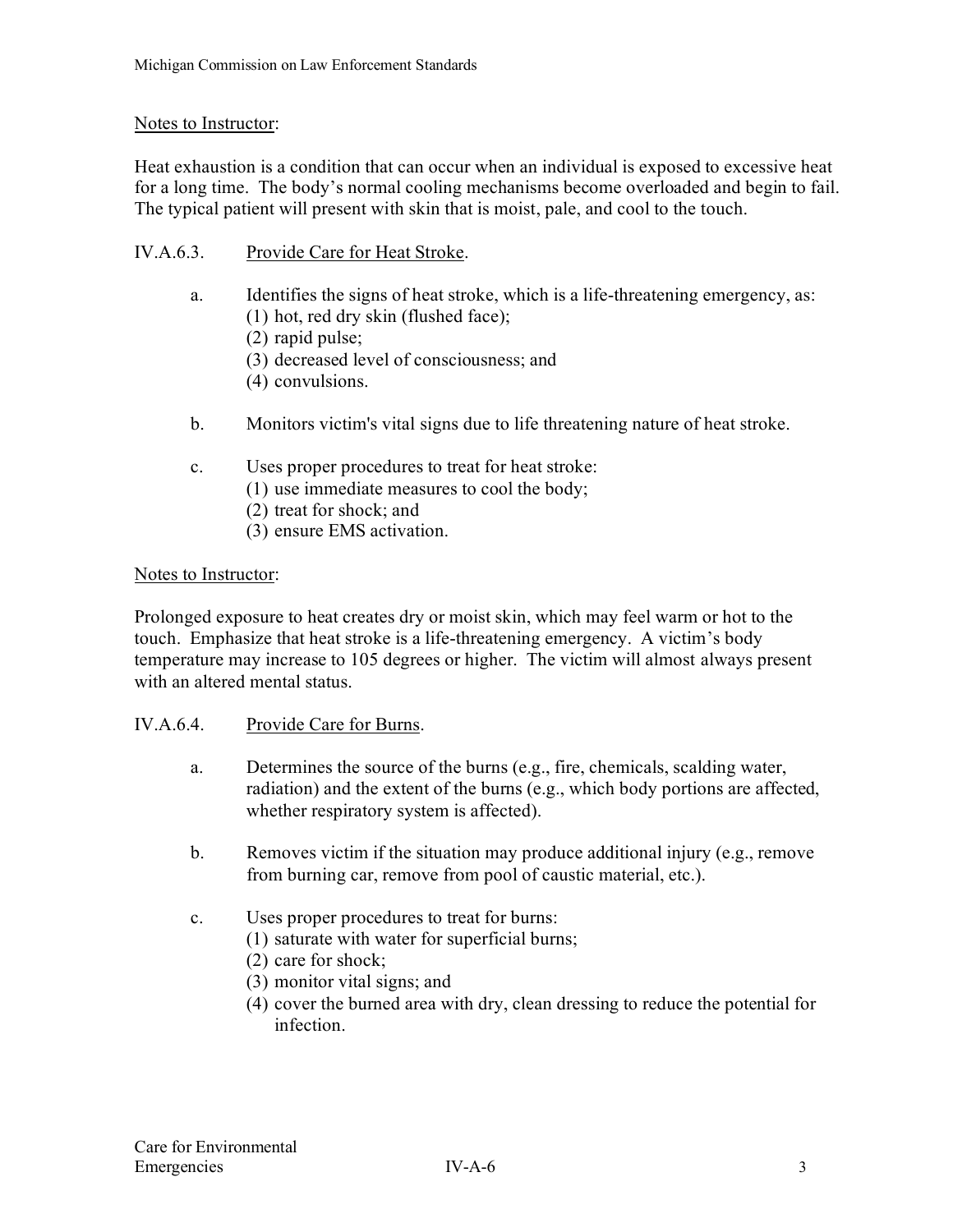Notes to Instructor:

Heat exhaustion is a condition that can occur when an individual is exposed to excessive heat for a long time. The body's normal cooling mechanisms become overloaded and begin to fail. The typical patient will present with skin that is moist, pale, and cool to the touch.

IV.A.6.3. Provide Care for Heat Stroke.

a. Identifies the signs of heat stroke, which is a life-threatening emergency, as:
   (1) hot, red dry skin (flushed face);
   (2) rapid pulse;
   (3) decreased level of consciousness; and
   (4) convulsions.

b. Monitors victim's vital signs due to life threatening nature of heat stroke.

c. Uses proper procedures to treat for heat stroke:
   (1) use immediate measures to cool the body;
   (2) treat for shock; and
   (3) ensure EMS activation.

Notes to Instructor:

Prolonged exposure to heat creates dry or moist skin, which may feel warm or hot to the touch. Emphasize that heat stroke is a life-threatening emergency. A victim's body temperature may increase to 105 degrees or higher. The victim will almost always present with an altered mental status.

IV.A.6.4. Provide Care for Burns.

a. Determines the source of the burns (e.g., fire, chemicals, scalding water, radiation) and the extent of the burns (e.g., which body portions are affected, whether respiratory system is affected).

b. Removes victim if the situation may produce additional injury (e.g., remove from burning car, remove from pool of caustic material, etc.).

c. Uses proper procedures to treat for burns:
   (1) saturate with water for superficial burns;
   (2) care for shock;
   (3) monitor vital signs; and
   (4) cover the burned area with dry, clean dressing to reduce the potential for infection.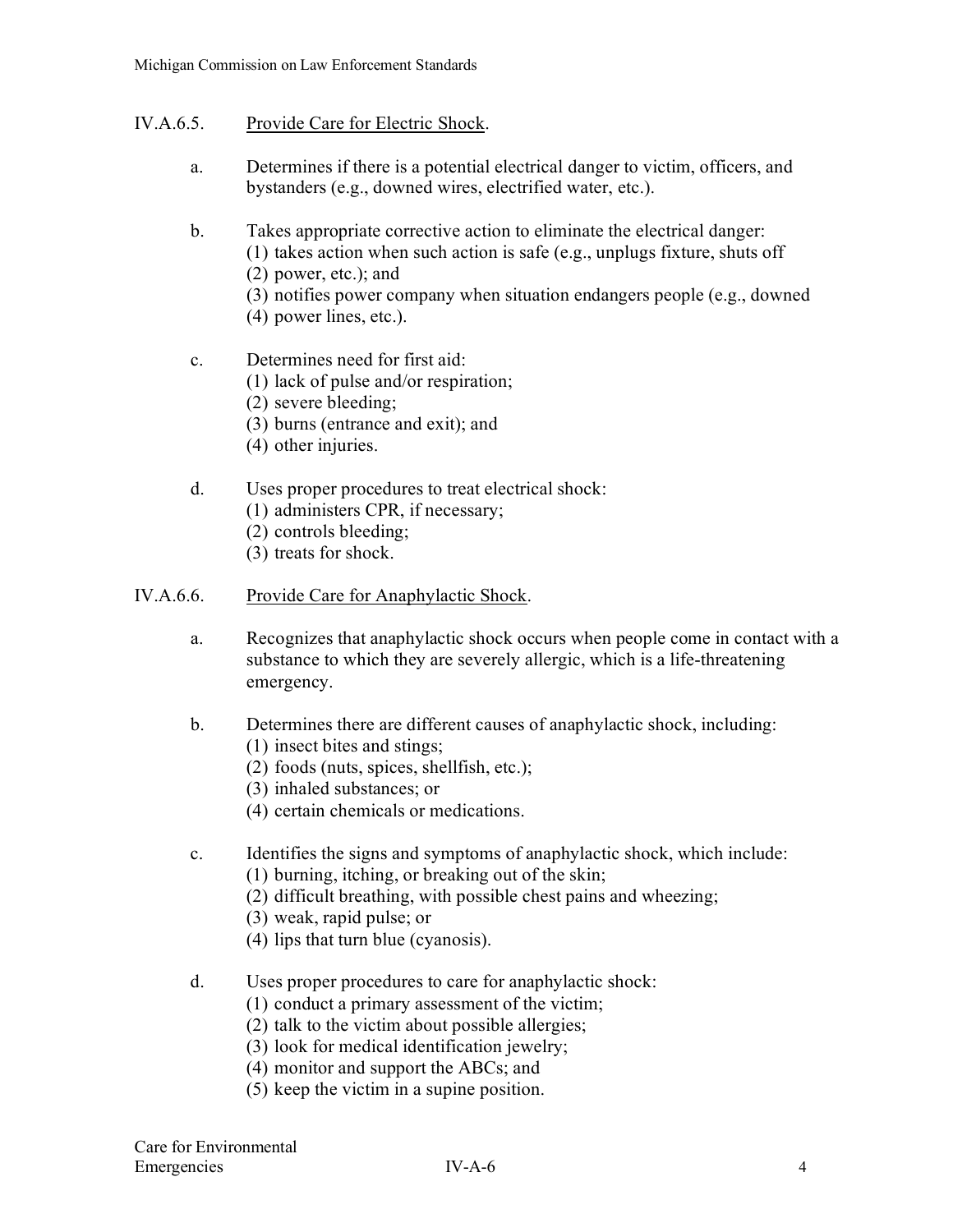IV.A.6.5. Provide Care for Electric Shock.

a. Determines if there is a potential electrical danger to victim, officers, and bystanders (e.g., downed wires, electrified water, etc.).

b. Takes appropriate corrective action to eliminate the electrical danger:
   (1) takes action when such action is safe (e.g., unplugs fixture, shuts off
   (2) power, etc.); and
   (3) notifies power company when situation endangers people (e.g., downed
   (4) power lines, etc.).

c. Determines need for first aid:
   (1) lack of pulse and/or respiration;
   (2) severe bleeding;
   (3) burns (entrance and exit); and
   (4) other injuries.

d. Uses proper procedures to treat electrical shock:
   (1) administers CPR, if necessary;
   (2) controls bleeding;
   (3) treats for shock.

IV.A.6.6. Provide Care for Anaphylactic Shock.

a. Recognizes that anaphylactic shock occurs when people come in contact with a substance to which they are severely allergic, which is a life-threatening emergency.

b. Determines there are different causes of anaphylactic shock, including:
   (1) insect bites and stings;
   (2) foods (nuts, spices, shellfish, etc.);
   (3) inhaled substances; or
   (4) certain chemicals or medications.

c. Identifies the signs and symptoms of anaphylactic shock, which include:
   (1) burning, itching, or breaking out of the skin;
   (2) difficult breathing, with possible chest pains and wheezing;
   (3) weak, rapid pulse; or
   (4) lips that turn blue (cyanosis).

d. Uses proper procedures to care for anaphylactic shock:
   (1) conduct a primary assessment of the victim;
   (2) talk to the victim about possible allergies;
   (3) look for medical identification jewelry;
   (4) monitor and support the ABCs; and
   (5) keep the victim in a supine position.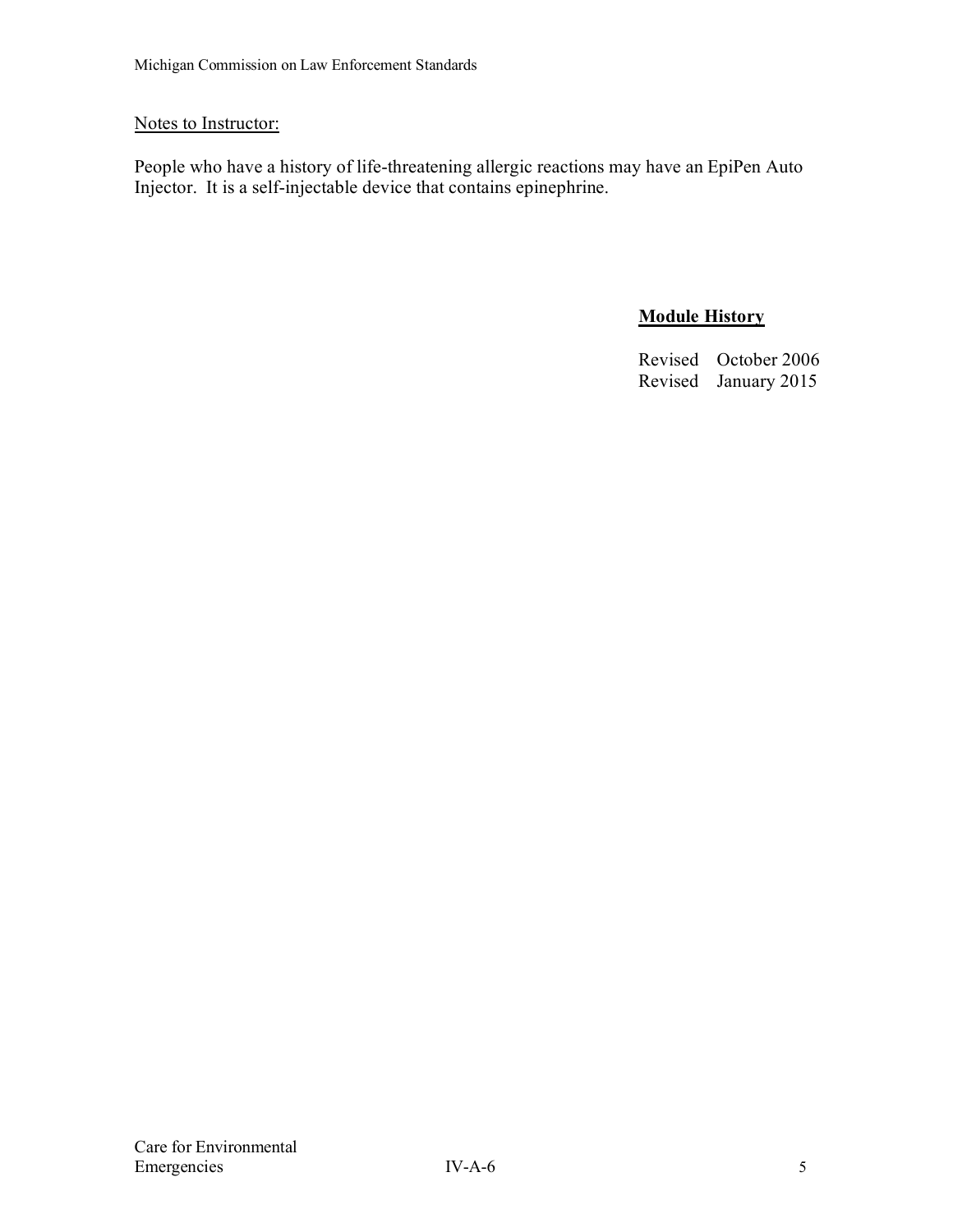Notes to Instructor:

People who have a history of life-threatening allergic reactions may have an EpiPen Auto Injector. It is a self-injectable device that contains epinephrine.

**Module History**

Revised October 2006
Revised January 2015